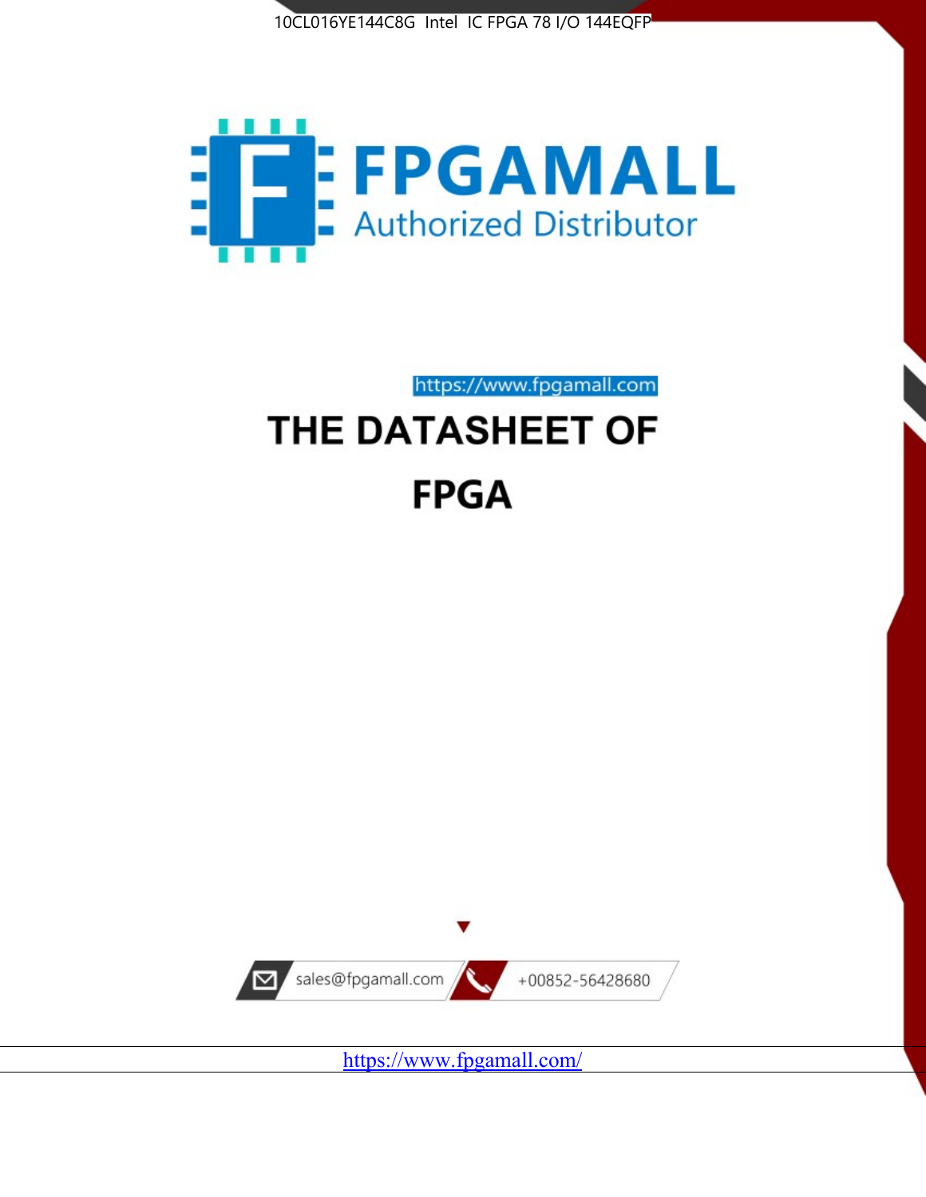10CL016YE144C8G Intel IC FPGA 78 I/O 144EQFP

FPGAMALL

Authorized Distributor

https://www.fpgamall.com

# THE DATASHEET OF

# FPGA

sales@fpgamall.com

+00852-56428680

https://www.fpgamall.com/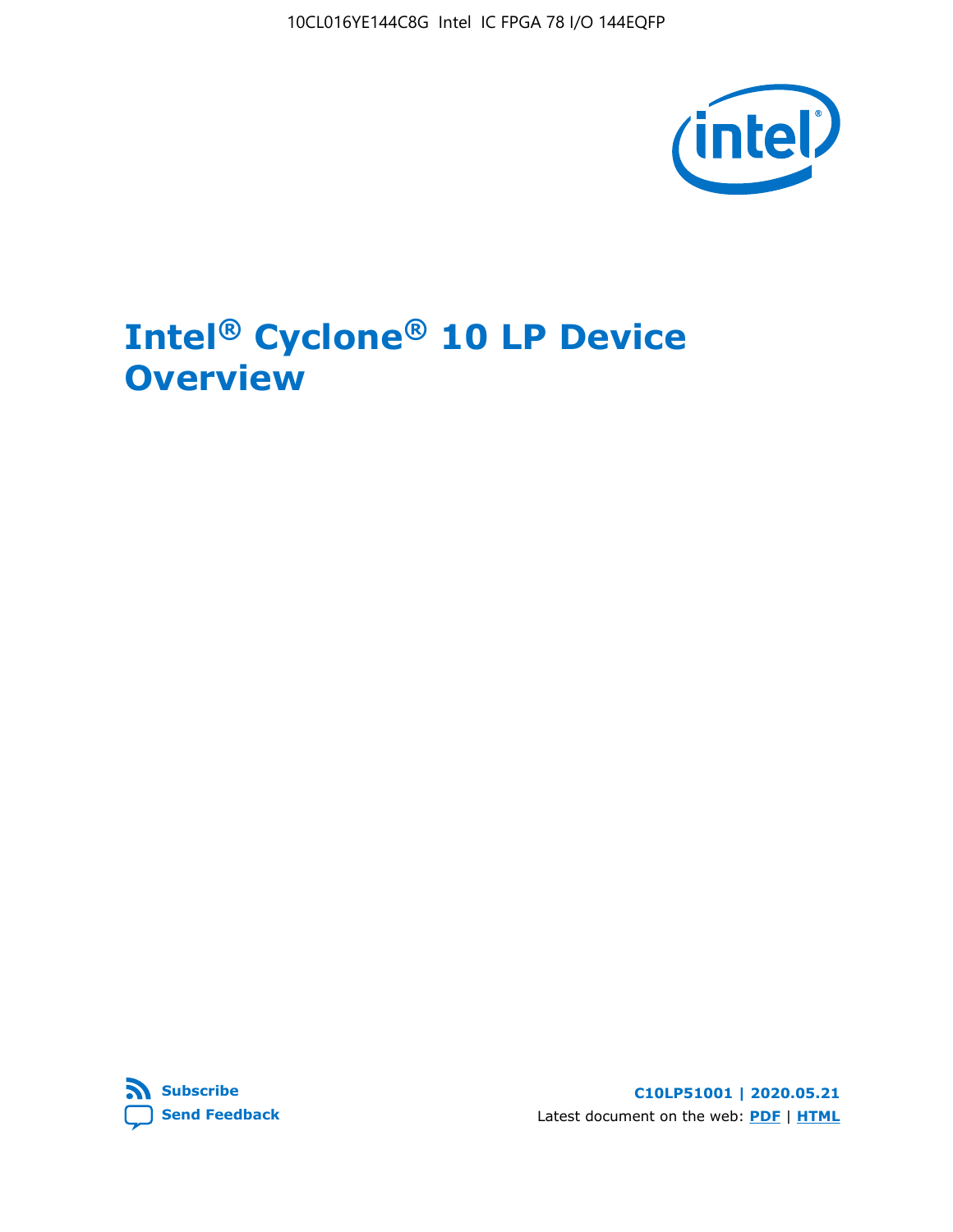10CL016YE144C8G Intel IC FPGA 78 I/O 144EQFP

# Intel® Cyclone® 10 LP Device Overview

Subscribe

Send Feedback

C10LP51001 | 2020.05.21

Latest document on the web: PDF | HTML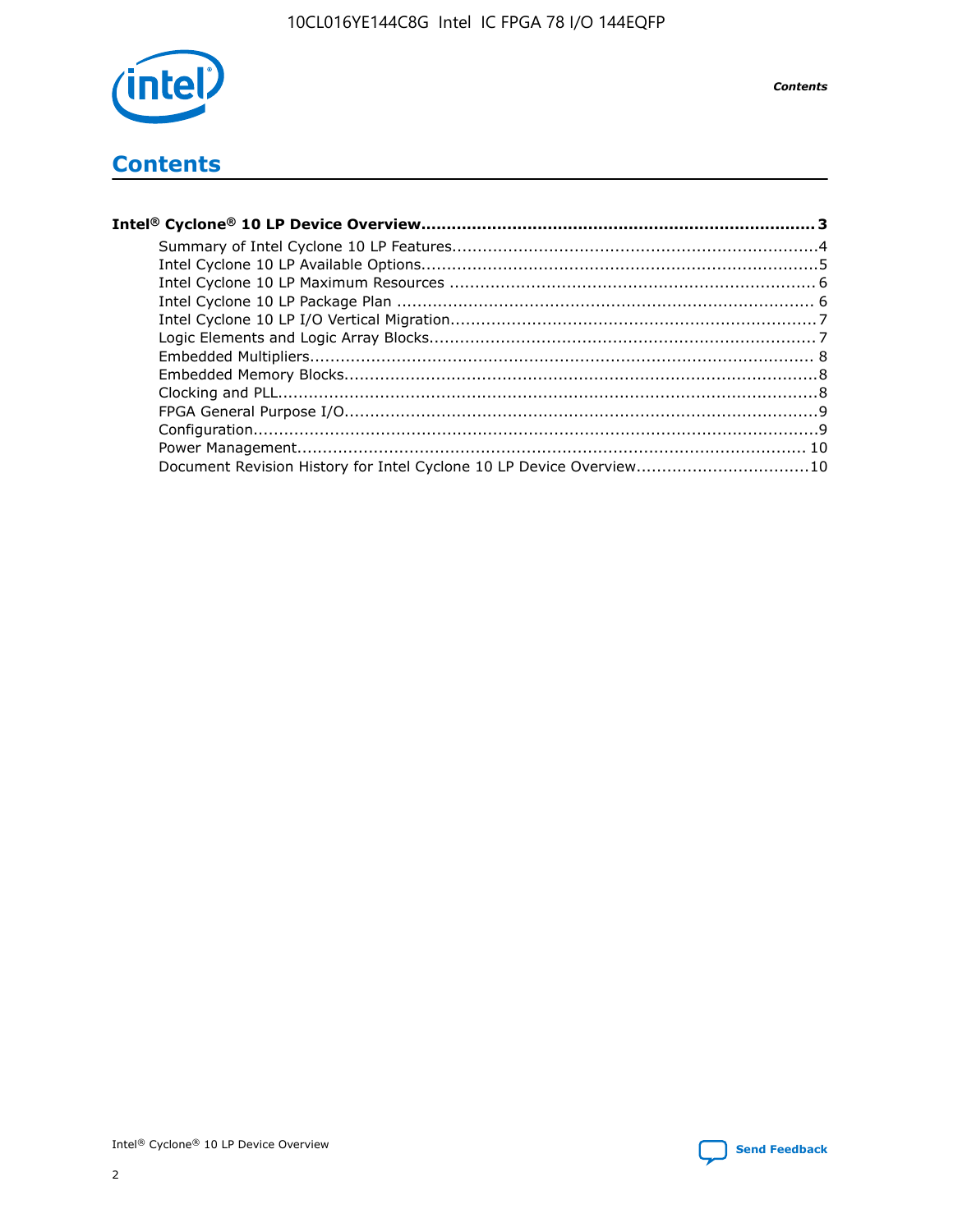# Contents

**Intel® Cyclone® 10 LP Device Overview....................................................................... 3**

- Summary of Intel Cyclone 10 LP Features.................................................................4
- Intel Cyclone 10 LP Available Options.......................................................................5
- Intel Cyclone 10 LP Maximum Resources .................................................................. 6
- Intel Cyclone 10 LP Package Plan ............................................................................ 6
- Intel Cyclone 10 LP I/O Vertical Migration..................................................................7
- Logic Elements and Logic Array Blocks......................................................................7
- Embedded Multipliers............................................................................................ 8
- Embedded Memory Blocks......................................................................................8
- Clocking and PLL...................................................................................................8
- FPGA General Purpose I/O......................................................................................9
- Configuration........................................................................................................9
- Power Management............................................................................................. 10
- Document Revision History for Intel Cyclone 10 LP Device Overview...............................10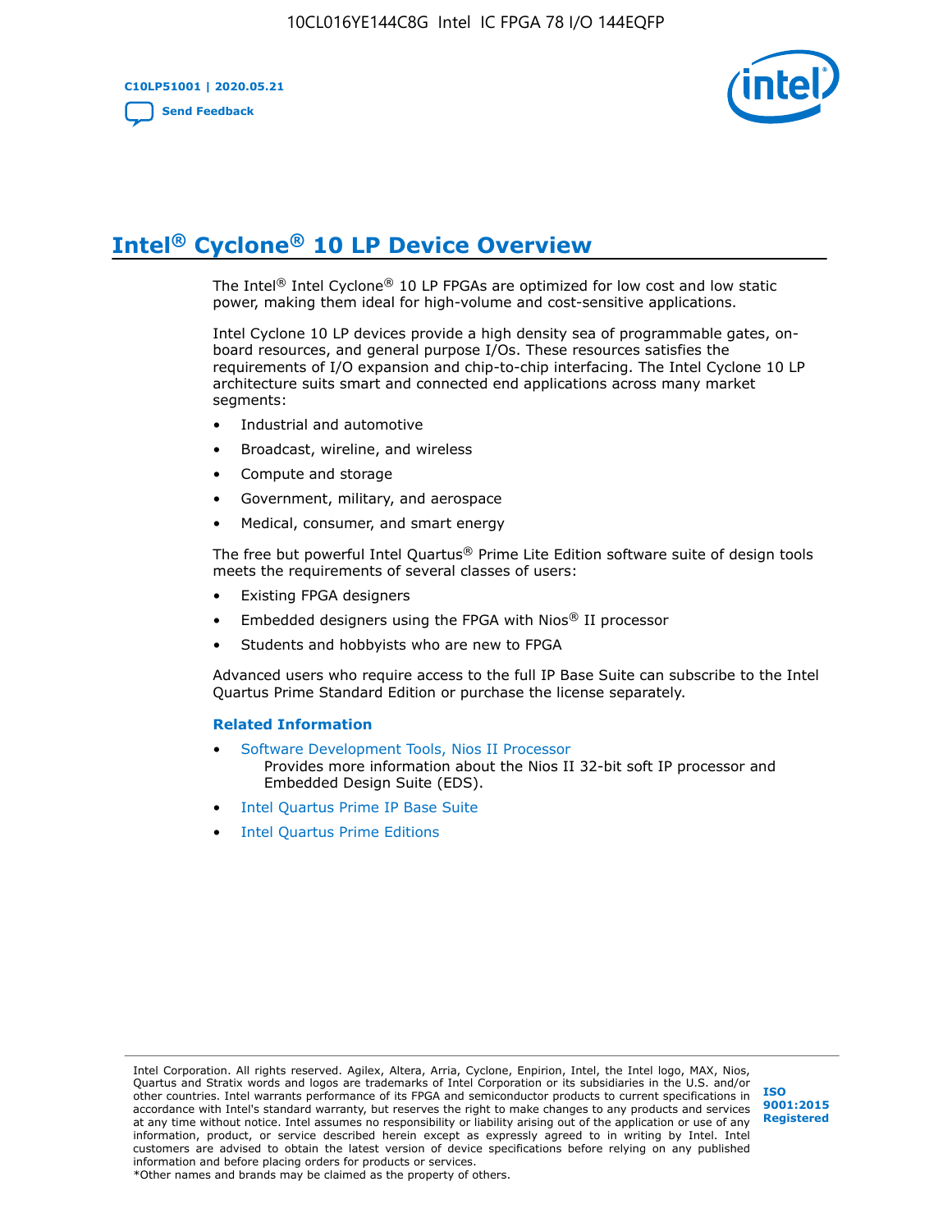# Intel® Cyclone® 10 LP Device Overview

The Intel® Intel Cyclone® 10 LP FPGAs are optimized for low cost and low static power, making them ideal for high-volume and cost-sensitive applications.

Intel Cyclone 10 LP devices provide a high density sea of programmable gates, on-board resources, and general purpose I/Os. These resources satisfies the requirements of I/O expansion and chip-to-chip interfacing. The Intel Cyclone 10 LP architecture suits smart and connected end applications across many market segments:

- Industrial and automotive
- Broadcast, wireline, and wireless
- Compute and storage
- Government, military, and aerospace
- Medical, consumer, and smart energy

The free but powerful Intel Quartus® Prime Lite Edition software suite of design tools meets the requirements of several classes of users:

- Existing FPGA designers
- Embedded designers using the FPGA with Nios® II processor
- Students and hobbyists who are new to FPGA

Advanced users who require access to the full IP Base Suite can subscribe to the Intel Quartus Prime Standard Edition or purchase the license separately.

### Related Information

- Software Development Tools, Nios II Processor
  Provides more information about the Nios II 32-bit soft IP processor and Embedded Design Suite (EDS).
- Intel Quartus Prime IP Base Suite
- Intel Quartus Prime Editions

Intel Corporation. All rights reserved. Agilex, Altera, Arria, Cyclone, Enpirion, Intel, the Intel logo, MAX, Nios, Quartus and Stratix words and logos are trademarks of Intel Corporation or its subsidiaries in the U.S. and/or other countries. Intel warrants performance of its FPGA and semiconductor products to current specifications in accordance with Intel's standard warranty, but reserves the right to make changes to any products and services at any time without notice. Intel assumes no responsibility or liability arising out of the application or use of any information, product, or service described herein except as expressly agreed to in writing by Intel. Intel customers are advised to obtain the latest version of device specifications before relying on any published information and before placing orders for products or services.
*Other names and brands may be claimed as the property of others.

ISO 9001:2015 Registered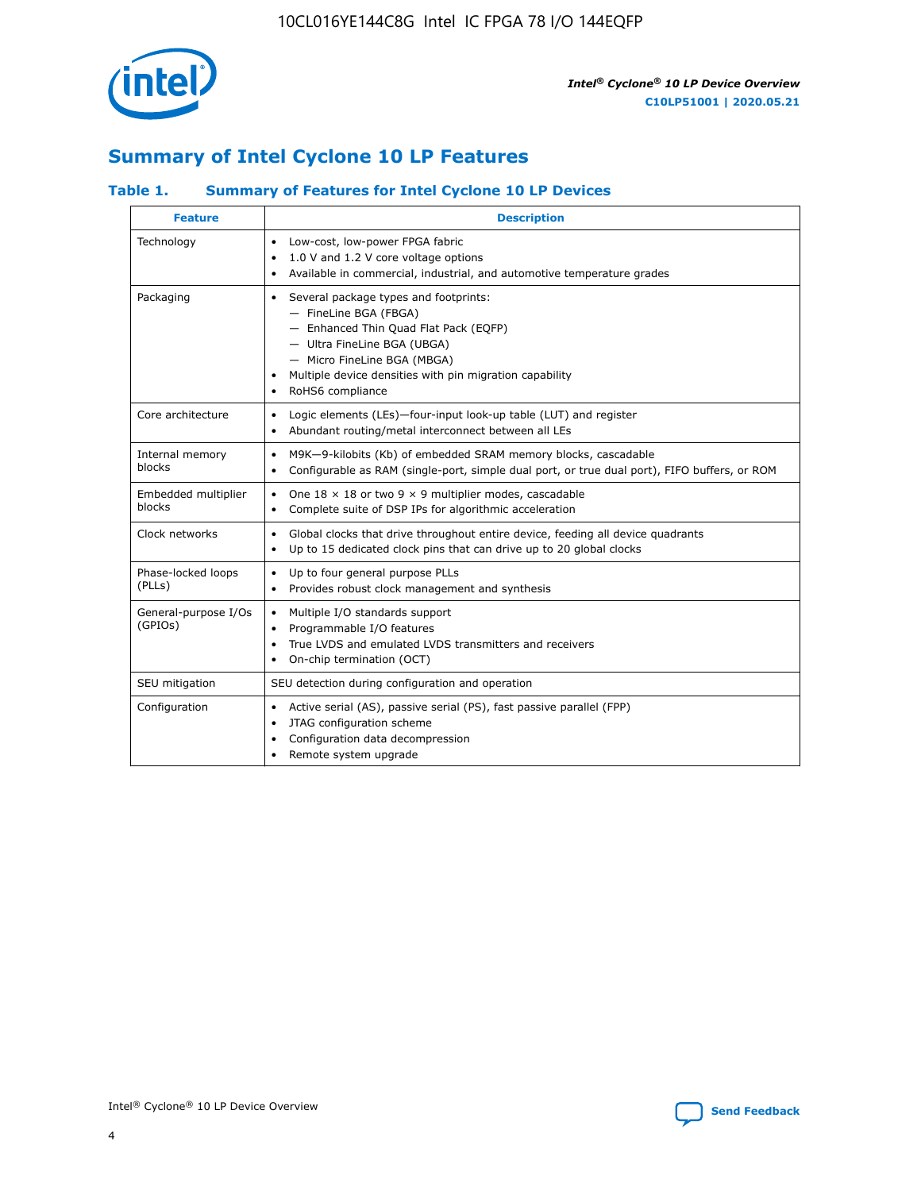# Summary of Intel Cyclone 10 LP Features

### Table 1. Summary of Features for Intel Cyclone 10 LP Devices

| Feature | Description |
| --- | --- |
| Technology | • Low-cost, low-power FPGA fabric<br>• 1.0 V and 1.2 V core voltage options<br>• Available in commercial, industrial, and automotive temperature grades |
| Packaging | • Several package types and footprints:<br>— FineLine BGA (FBGA)<br>— Enhanced Thin Quad Flat Pack (EQFP)<br>— Ultra FineLine BGA (UBGA)<br>— Micro FineLine BGA (MBGA)<br>• Multiple device densities with pin migration capability<br>• RoHS6 compliance |
| Core architecture | • Logic elements (LEs)—four-input look-up table (LUT) and register<br>• Abundant routing/metal interconnect between all LEs |
| Internal memory blocks | • M9K—9-kilobits (Kb) of embedded SRAM memory blocks, cascadable<br>• Configurable as RAM (single-port, simple dual port, or true dual port), FIFO buffers, or ROM |
| Embedded multiplier blocks | • One 18 × 18 or two 9 × 9 multiplier modes, cascadable<br>• Complete suite of DSP IPs for algorithmic acceleration |
| Clock networks | • Global clocks that drive throughout entire device, feeding all device quadrants<br>• Up to 15 dedicated clock pins that can drive up to 20 global clocks |
| Phase-locked loops (PLLs) | • Up to four general purpose PLLs<br>• Provides robust clock management and synthesis |
| General-purpose I/Os (GPIOs) | • Multiple I/O standards support<br>• Programmable I/O features<br>• True LVDS and emulated LVDS transmitters and receivers<br>• On-chip termination (OCT) |
| SEU mitigation | SEU detection during configuration and operation |
| Configuration | • Active serial (AS), passive serial (PS), fast passive parallel (FPP)<br>• JTAG configuration scheme<br>• Configuration data decompression<br>• Remote system upgrade |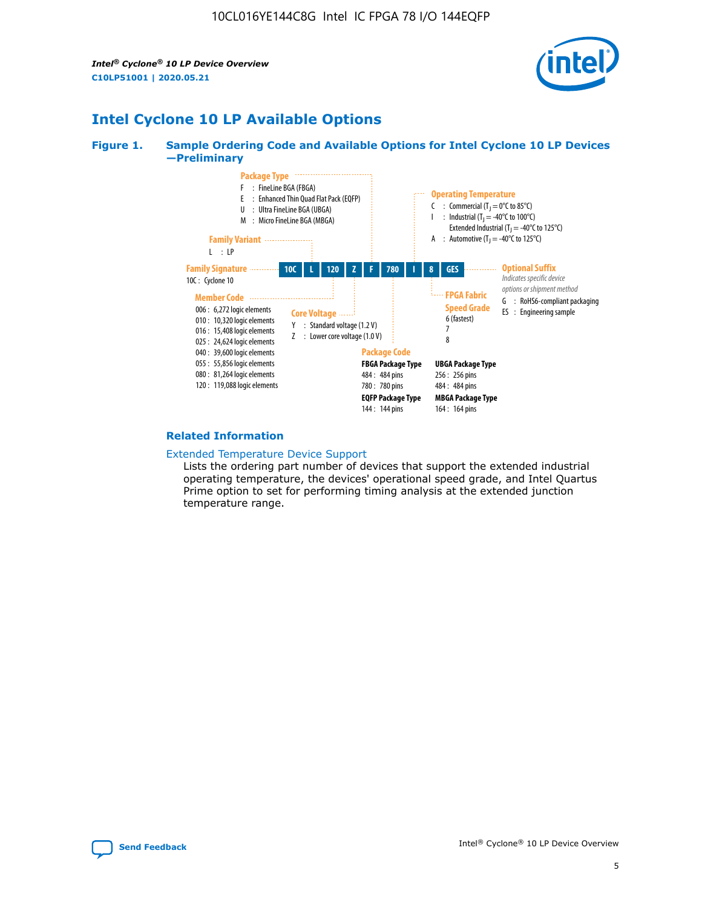## Intel Cyclone 10 LP Available Options

**Figure 1. Sample Ordering Code and Available Options for Intel Cyclone 10 LP Devices —Preliminary**

10C L 120 Z F 780 I 8 GES

**Package Type**
F : FineLine BGA (FBGA)
E : Enhanced Thin Quad Flat Pack (EQFP)
U : Ultra FineLine BGA (UBGA)
M : Micro FineLine BGA (MBGA)

**Family Variant**
L : LP

**Family Signature**
10C : Cyclone 10

**Member Code**
006 : 6,272 logic elements
010 : 10,320 logic elements
016 : 15,408 logic elements
025 : 24,624 logic elements
040 : 39,600 logic elements
055 : 55,856 logic elements
080 : 81,264 logic elements
120 : 119,088 logic elements

**Core Voltage**
Y : Standard voltage (1.2 V)
Z : Lower core voltage (1.0 V)

**Package Code**
FBGA Package Type
484 : 484 pins
780 : 780 pins
EQFP Package Type
144 : 144 pins
UBGA Package Type
256 : 256 pins
484 : 484 pins
MBGA Package Type
164 : 164 pins

**Operating Temperature**
C : Commercial ($T_J$ = 0°C to 85°C)
I : Industrial ($T_J$ = -40°C to 100°C)
Extended Industrial ($T_J$ = -40°C to 125°C)
A : Automotive ($T_J$ = -40°C to 125°C)

**FPGA Fabric Speed Grade**
6 (fastest)
7
8

**Optional Suffix**
*Indicates specific device options or shipment method*
G : RoHS6-compliant packaging
ES : Engineering sample

### Related Information

Extended Temperature Device Support
Lists the ordering part number of devices that support the extended industrial operating temperature, the devices' operational speed grade, and Intel Quartus Prime option to set for performing timing analysis at the extended junction temperature range.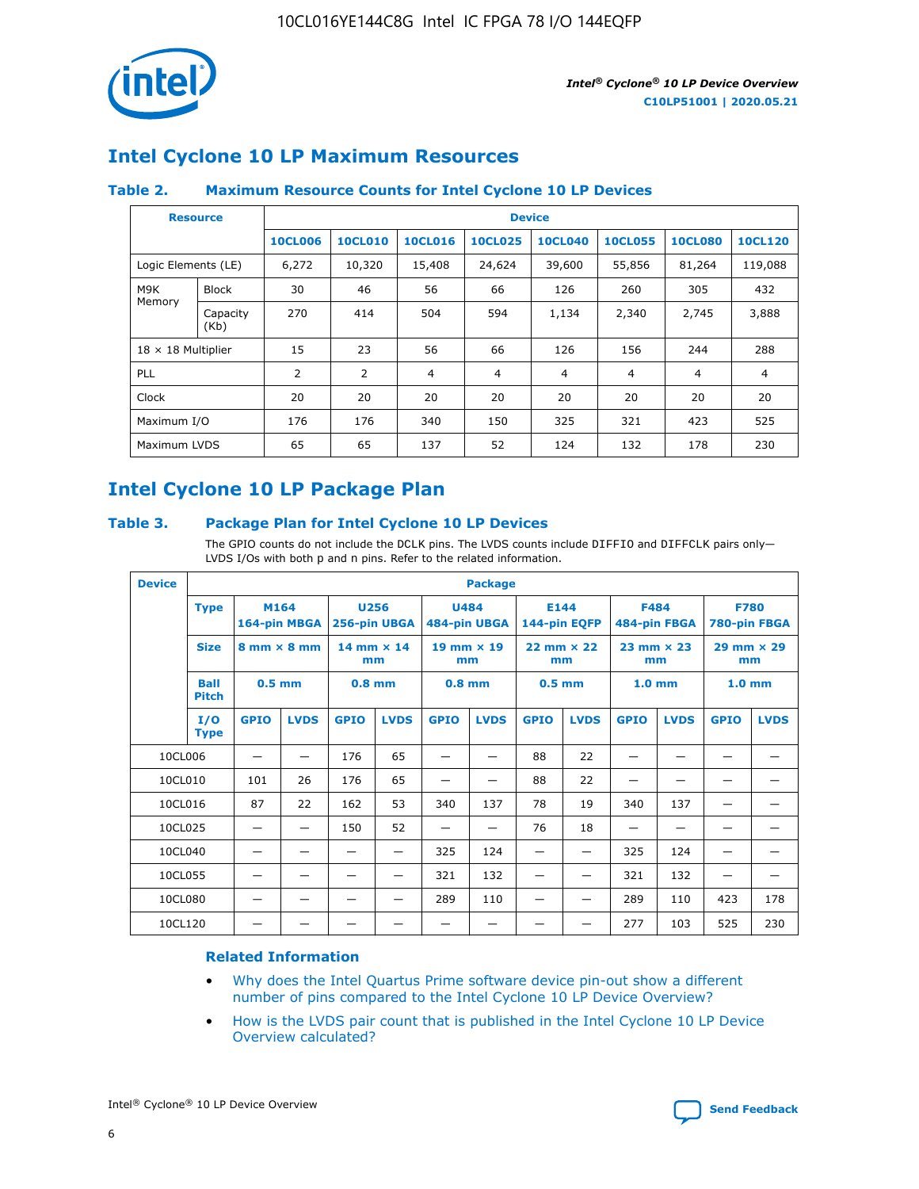## Intel Cyclone 10 LP Maximum Resources

### Table 2. Maximum Resource Counts for Intel Cyclone 10 LP Devices

| Resource | | Device | | | | | | | |
|---|---|---|---|---|---|---|---|---|---|
| | | 10CL006 | 10CL010 | 10CL016 | 10CL025 | 10CL040 | 10CL055 | 10CL080 | 10CL120 |
| Logic Elements (LE) | | 6,272 | 10,320 | 15,408 | 24,624 | 39,600 | 55,856 | 81,264 | 119,088 |
| M9K Memory | Block | 30 | 46 | 56 | 66 | 126 | 260 | 305 | 432 |
| | Capacity (Kb) | 270 | 414 | 504 | 594 | 1,134 | 2,340 | 2,745 | 3,888 |
| 18 × 18 Multiplier | | 15 | 23 | 56 | 66 | 126 | 156 | 244 | 288 |
| PLL | | 2 | 2 | 4 | 4 | 4 | 4 | 4 | 4 |
| Clock | | 20 | 20 | 20 | 20 | 20 | 20 | 20 | 20 |
| Maximum I/O | | 176 | 176 | 340 | 150 | 325 | 321 | 423 | 525 |
| Maximum LVDS | | 65 | 65 | 137 | 52 | 124 | 132 | 178 | 230 |

## Intel Cyclone 10 LP Package Plan

### Table 3. Package Plan for Intel Cyclone 10 LP Devices

The GPIO counts do not include the DCLK pins. The LVDS counts include DIFFIO and DIFFCLK pairs only—LVDS I/Os with both p and n pins. Refer to the related information.

| Device | Package | | | | | | | | | | | | |
|---|---|---|---|---|---|---|---|---|---|---|---|---|---|
| | Type | M164 164-pin MBGA | | U256 256-pin UBGA | | U484 484-pin UBGA | | E144 144-pin EQFP | | F484 484-pin FBGA | | F780 780-pin FBGA | |
| | Size | 8 mm × 8 mm | | 14 mm × 14 mm | | 19 mm × 19 mm | | 22 mm × 22 mm | | 23 mm × 23 mm | | 29 mm × 29 mm | |
| | Ball Pitch | 0.5 mm | | 0.8 mm | | 0.8 mm | | 0.5 mm | | 1.0 mm | | 1.0 mm | |
| | I/O Type | GPIO | LVDS | GPIO | LVDS | GPIO | LVDS | GPIO | LVDS | GPIO | LVDS | GPIO | LVDS |
| 10CL006 | | — | — | 176 | 65 | — | — | 88 | 22 | — | — | — | — |
| 10CL010 | | 101 | 26 | 176 | 65 | — | — | 88 | 22 | — | — | — | — |
| 10CL016 | | 87 | 22 | 162 | 53 | 340 | 137 | 78 | 19 | 340 | 137 | — | — |
| 10CL025 | | — | — | 150 | 52 | — | — | 76 | 18 | — | — | — | — |
| 10CL040 | | — | — | — | — | 325 | 124 | — | — | 325 | 124 | — | — |
| 10CL055 | | — | — | — | — | 321 | 132 | — | — | 321 | 132 | — | — |
| 10CL080 | | — | — | — | — | 289 | 110 | — | — | 289 | 110 | 423 | 178 |
| 10CL120 | | — | — | — | — | — | — | — | — | 277 | 103 | 525 | 230 |

### Related Information

- Why does the Intel Quartus Prime software device pin-out show a different number of pins compared to the Intel Cyclone 10 LP Device Overview?
- How is the LVDS pair count that is published in the Intel Cyclone 10 LP Device Overview calculated?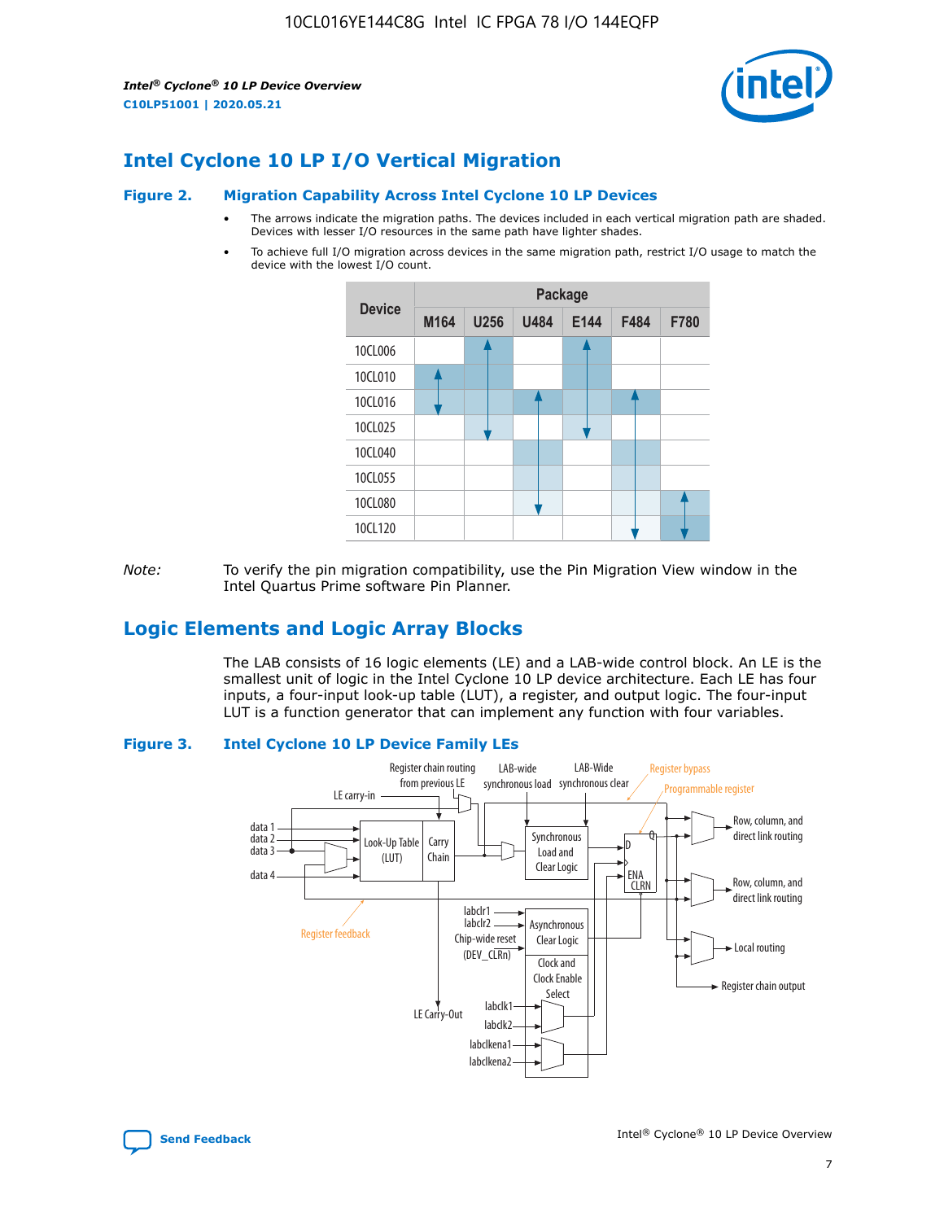## Intel Cyclone 10 LP I/O Vertical Migration

**Figure 2. Migration Capability Across Intel Cyclone 10 LP Devices**

- The arrows indicate the migration paths. The devices included in each vertical migration path are shaded. Devices with lesser I/O resources in the same path have lighter shades.
- To achieve full I/O migration across devices in the same migration path, restrict I/O usage to match the device with the lowest I/O count.

Device
Package
M164
U256
U484
E144
F484
F780
10CL006
10CL010
10CL016
10CL025
10CL040
10CL055
10CL080
10CL120

*Note:* To verify the pin migration compatibility, use the Pin Migration View window in the Intel Quartus Prime software Pin Planner.

## Logic Elements and Logic Array Blocks

The LAB consists of 16 logic elements (LE) and a LAB-wide control block. An LE is the smallest unit of logic in the Intel Cyclone 10 LP device architecture. Each LE has four inputs, a four-input look-up table (LUT), a register, and output logic. The four-input LUT is a function generator that can implement any function with four variables.

**Figure 3. Intel Cyclone 10 LP Device Family LEs**

Register chain routing from previous LE
LAB-wide synchronous load
LAB-Wide synchronous clear
Register bypass
Programmable register
LE carry-in
data 1
data 2
data 3
data 4
Look-Up Table (LUT)
Carry Chain
Synchronous Load and Clear Logic
D
Q
ENA
CLRN
Row, column, and direct link routing
Row, column, and direct link routing
Local routing
Register chain output
Register feedback
labclr1
labclr2
Chip-wide reset (DEV_CLRn)
Asynchronous Clear Logic
Clock and Clock Enable Select
LE Carry-Out
labclk1
labclk2
labclkena1
labclkena2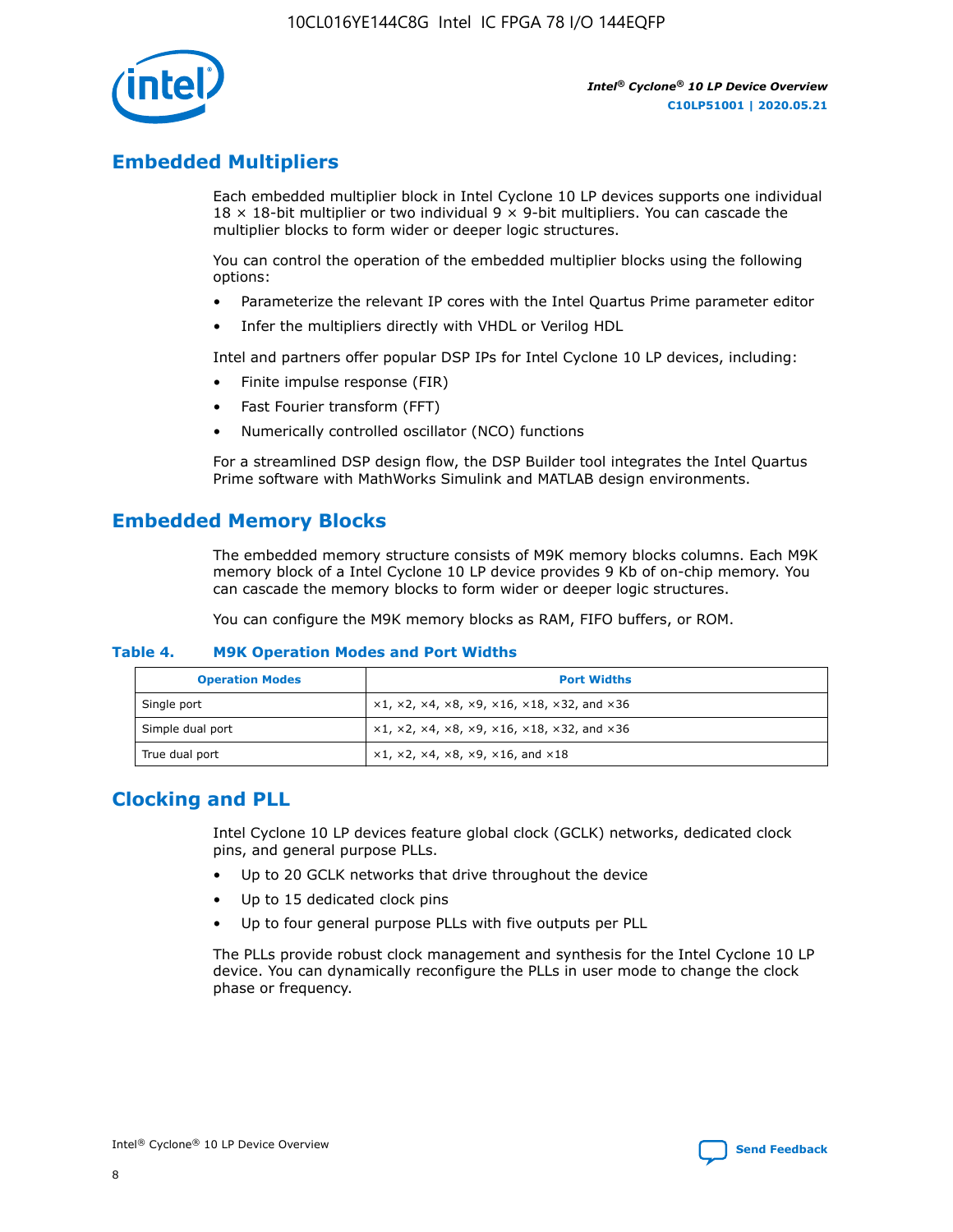## Embedded Multipliers

Each embedded multiplier block in Intel Cyclone 10 LP devices supports one individual 18 × 18-bit multiplier or two individual 9 × 9-bit multipliers. You can cascade the multiplier blocks to form wider or deeper logic structures.

You can control the operation of the embedded multiplier blocks using the following options:

- Parameterize the relevant IP cores with the Intel Quartus Prime parameter editor
- Infer the multipliers directly with VHDL or Verilog HDL

Intel and partners offer popular DSP IPs for Intel Cyclone 10 LP devices, including:

- Finite impulse response (FIR)
- Fast Fourier transform (FFT)
- Numerically controlled oscillator (NCO) functions

For a streamlined DSP design flow, the DSP Builder tool integrates the Intel Quartus Prime software with MathWorks Simulink and MATLAB design environments.

## Embedded Memory Blocks

The embedded memory structure consists of M9K memory blocks columns. Each M9K memory block of a Intel Cyclone 10 LP device provides 9 Kb of on-chip memory. You can cascade the memory blocks to form wider or deeper logic structures.

You can configure the M9K memory blocks as RAM, FIFO buffers, or ROM.

**Table 4. M9K Operation Modes and Port Widths**

| Operation Modes | Port Widths |
| --- | --- |
| Single port | ×1, ×2, ×4, ×8, ×9, ×16, ×18, ×32, and ×36 |
| Simple dual port | ×1, ×2, ×4, ×8, ×9, ×16, ×18, ×32, and ×36 |
| True dual port | ×1, ×2, ×4, ×8, ×9, ×16, and ×18 |

## Clocking and PLL

Intel Cyclone 10 LP devices feature global clock (GCLK) networks, dedicated clock pins, and general purpose PLLs.

- Up to 20 GCLK networks that drive throughout the device
- Up to 15 dedicated clock pins
- Up to four general purpose PLLs with five outputs per PLL

The PLLs provide robust clock management and synthesis for the Intel Cyclone 10 LP device. You can dynamically reconfigure the PLLs in user mode to change the clock phase or frequency.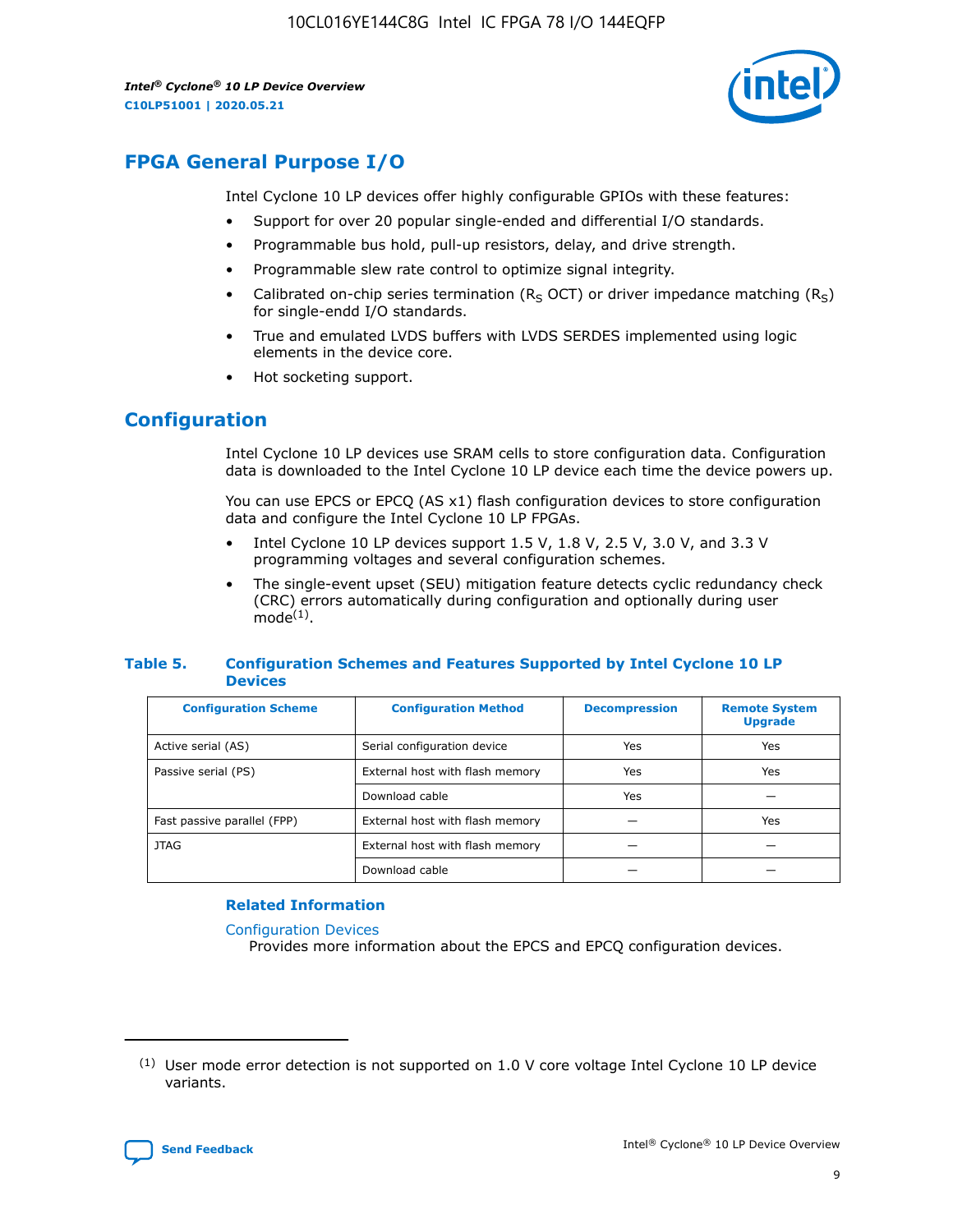## FPGA General Purpose I/O

Intel Cyclone 10 LP devices offer highly configurable GPIOs with these features:

- Support for over 20 popular single-ended and differential I/O standards.
- Programmable bus hold, pull-up resistors, delay, and drive strength.
- Programmable slew rate control to optimize signal integrity.
- Calibrated on-chip series termination ($R_S$ OCT) or driver impedance matching ($R_S$) for single-endd I/O standards.
- True and emulated LVDS buffers with LVDS SERDES implemented using logic elements in the device core.
- Hot socketing support.

## Configuration

Intel Cyclone 10 LP devices use SRAM cells to store configuration data. Configuration data is downloaded to the Intel Cyclone 10 LP device each time the device powers up.

You can use EPCS or EPCQ (AS x1) flash configuration devices to store configuration data and configure the Intel Cyclone 10 LP FPGAs.

- Intel Cyclone 10 LP devices support 1.5 V, 1.8 V, 2.5 V, 3.0 V, and 3.3 V programming voltages and several configuration schemes.
- The single-event upset (SEU) mitigation feature detects cyclic redundancy check (CRC) errors automatically during configuration and optionally during user mode[(1)].

### Table 5. Configuration Schemes and Features Supported by Intel Cyclone 10 LP Devices

| Configuration Scheme | Configuration Method | Decompression | Remote System Upgrade |
|---|---|---|---|
| Active serial (AS) | Serial configuration device | Yes | Yes |
| Passive serial (PS) | External host with flash memory | Yes | Yes |
| | Download cable | Yes | — |
| Fast passive parallel (FPP) | External host with flash memory | — | Yes |
| JTAG | External host with flash memory | — | — |
| | Download cable | — | — |

#### Related Information

Configuration Devices
Provides more information about the EPCS and EPCQ configuration devices.

(1) User mode error detection is not supported on 1.0 V core voltage Intel Cyclone 10 LP device variants.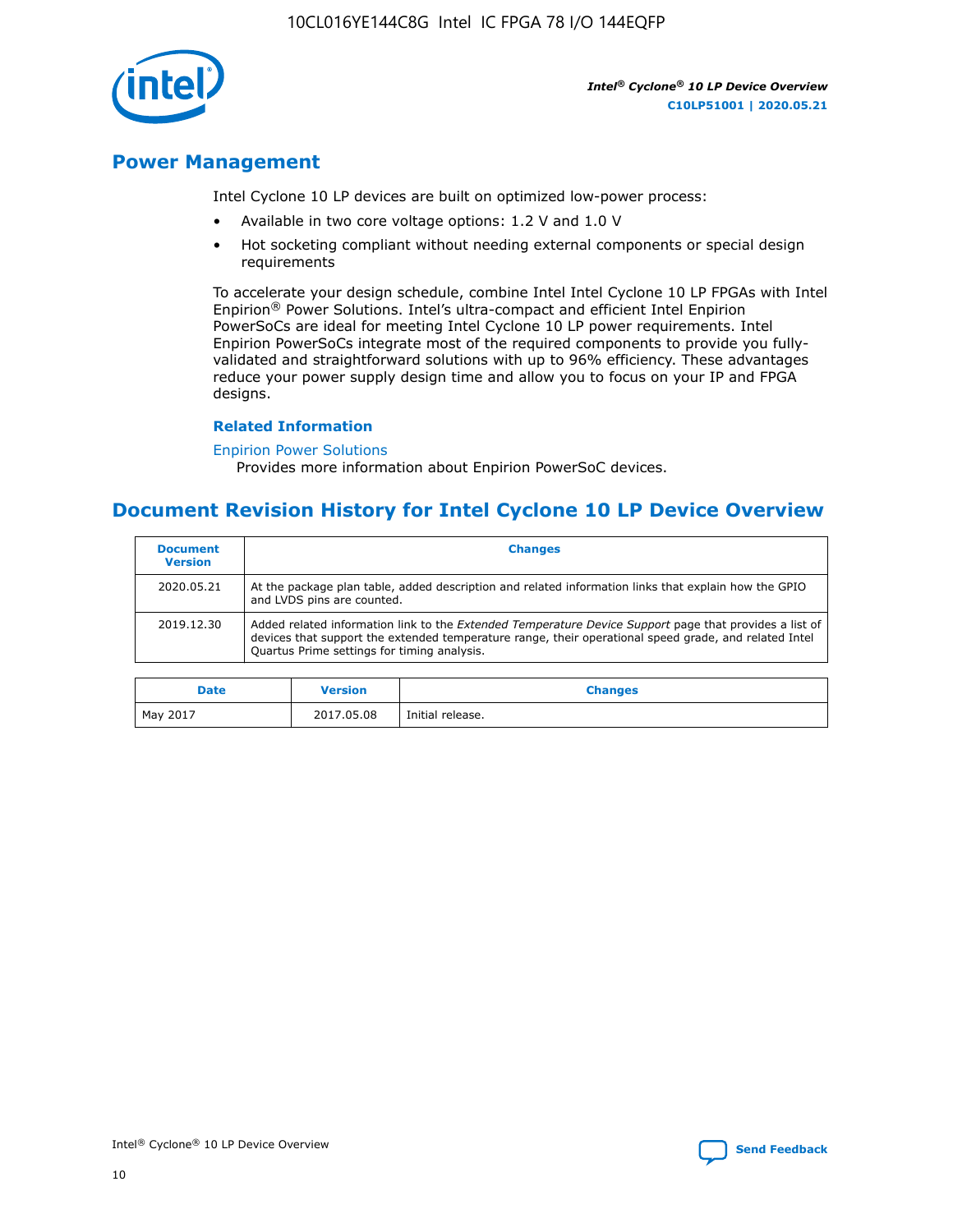## Power Management

Intel Cyclone 10 LP devices are built on optimized low-power process:

- Available in two core voltage options: 1.2 V and 1.0 V
- Hot socketing compliant without needing external components or special design requirements

To accelerate your design schedule, combine Intel Intel Cyclone 10 LP FPGAs with Intel Enpirion® Power Solutions. Intel's ultra-compact and efficient Intel Enpirion PowerSoCs are ideal for meeting Intel Cyclone 10 LP power requirements. Intel Enpirion PowerSoCs integrate most of the required components to provide you fully-validated and straightforward solutions with up to 96% efficiency. These advantages reduce your power supply design time and allow you to focus on your IP and FPGA designs.

### Related Information

Enpirion Power Solutions
Provides more information about Enpirion PowerSoC devices.

## Document Revision History for Intel Cyclone 10 LP Device Overview

| Document Version | Changes |
| --- | --- |
| 2020.05.21 | At the package plan table, added description and related information links that explain how the GPIO and LVDS pins are counted. |
| 2019.12.30 | Added related information link to the *Extended Temperature Device Support* page that provides a list of devices that support the extended temperature range, their operational speed grade, and related Intel Quartus Prime settings for timing analysis. |

| Date | Version | Changes |
| --- | --- | --- |
| May 2017 | 2017.05.08 | Initial release. |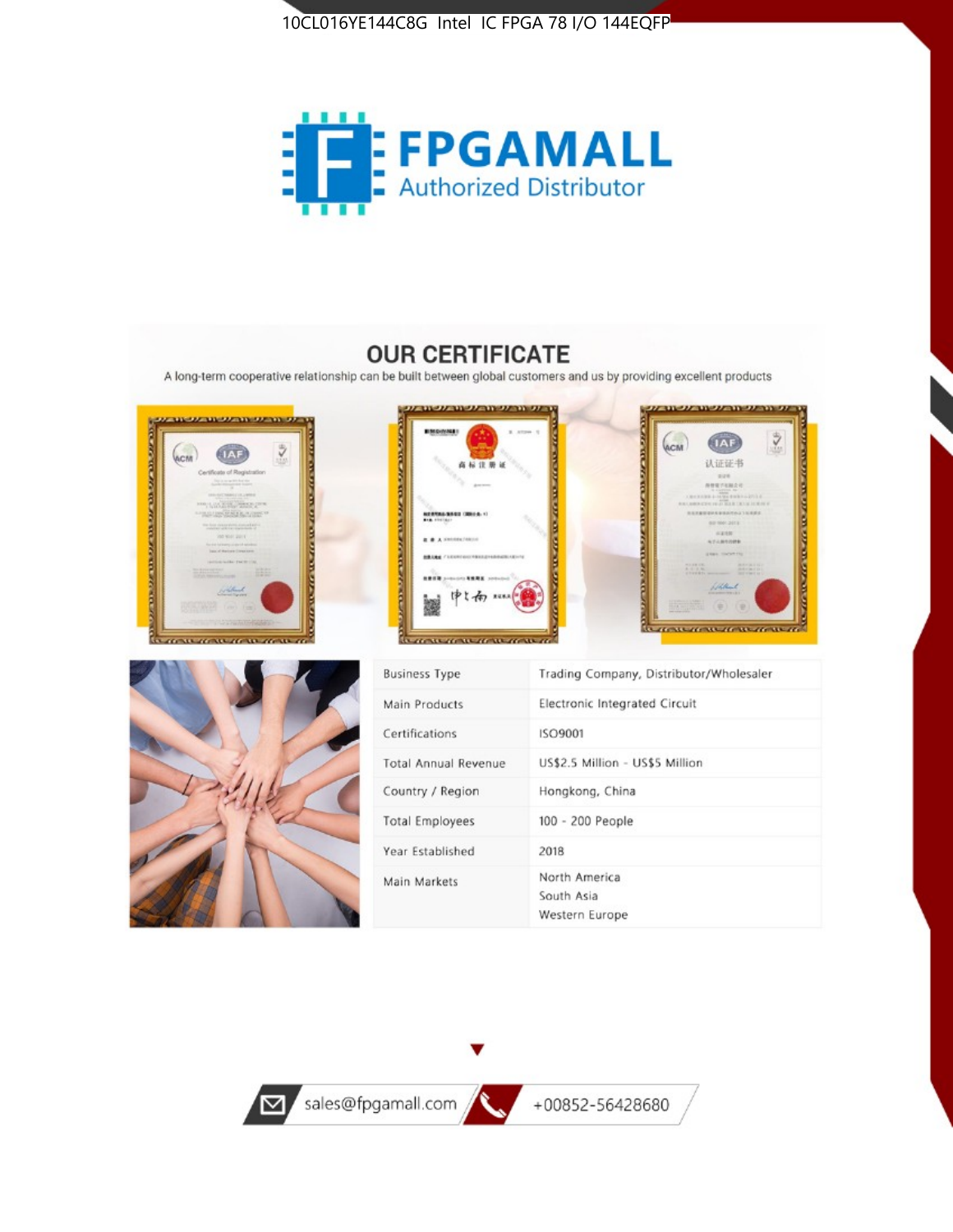# FPGAMALL

Authorized Distributor

## OUR CERTIFICATE

A long-term cooperative relationship can be built between global customers and us by providing excellent products

| | |
|---|---|
| Business Type | Trading Company, Distributor/Wholesaler |
| Main Products | Electronic Integrated Circuit |
| Certifications | ISO9001 |
| Total Annual Revenue | US$2.5 Million - US$5 Million |
| Country / Region | Hongkong, China |
| Total Employees | 100 - 200 People |
| Year Established | 2018 |
| Main Markets | North America<br>South Asia<br>Western Europe |

sales@fpgamall.com

+00852-56428680